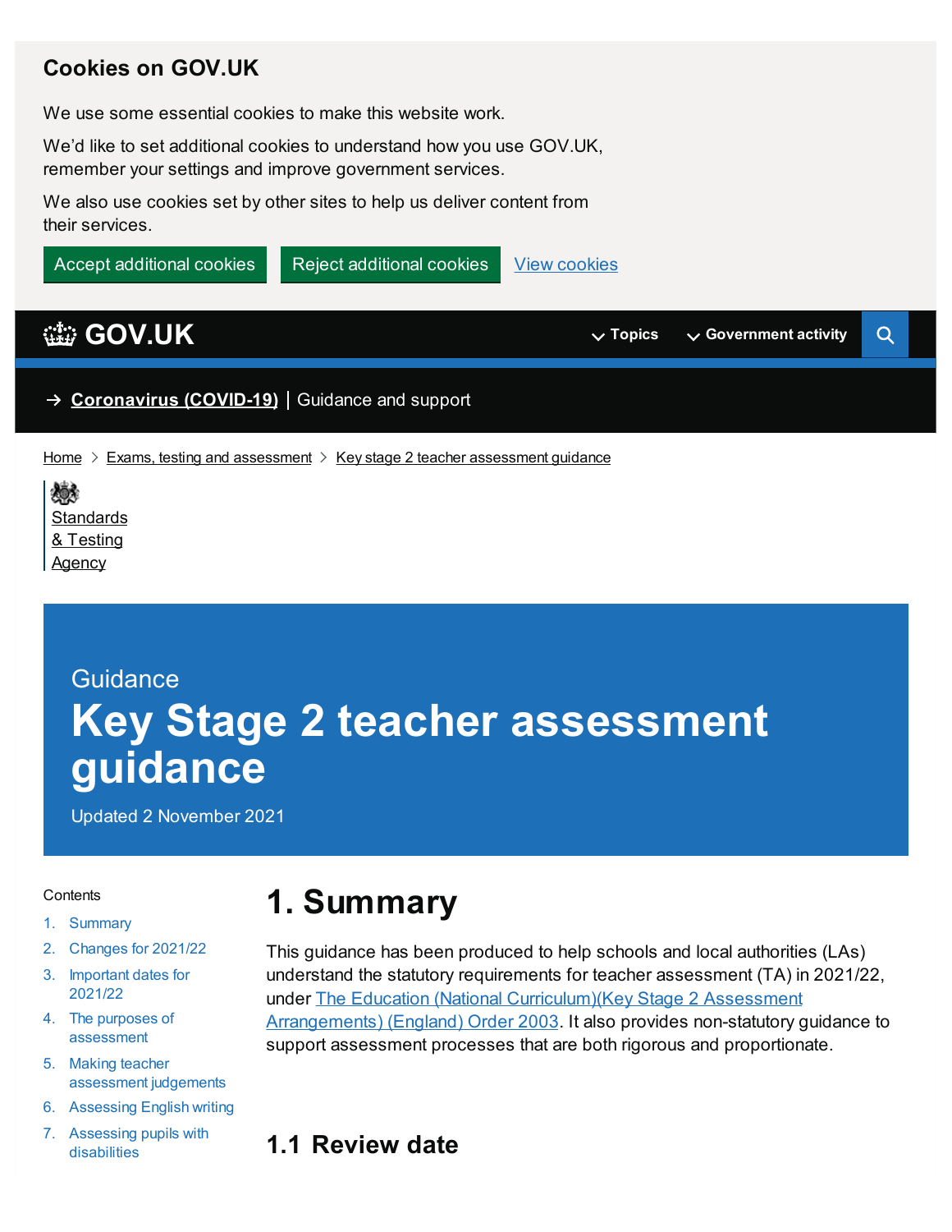Cookies on GOV.UK

We use some essential cookies to make this website work.

We'd like to set additional cookies to understand how you use GOV.UK, remember your settings and improve government services.

We also use cookies set by other sites to help us deliver content from their services.

Accept additional cookies | Reject additional cookies | View cookies

GOV.UK | Topics | Government activity

→ Coronavirus (COVID-19) | Guidance and support

Home > Exams, testing and assessment > Key stage 2 teacher assessment guidance

Standards & Testing Agency

Guidance

# Key Stage 2 teacher assessment guidance

Updated 2 November 2021

Contents

1. Summary
2. Changes for 2021/22
3. Important dates for 2021/22
4. The purposes of assessment
5. Making teacher assessment judgements
6. Assessing English writing
7. Assessing pupils with disabilities

## 1. Summary

This guidance has been produced to help schools and local authorities (LAs) understand the statutory requirements for teacher assessment (TA) in 2021/22, under The Education (National Curriculum)(Key Stage 2 Assessment Arrangements) (England) Order 2003. It also provides non-statutory guidance to support assessment processes that are both rigorous and proportionate.

### 1.1 Review date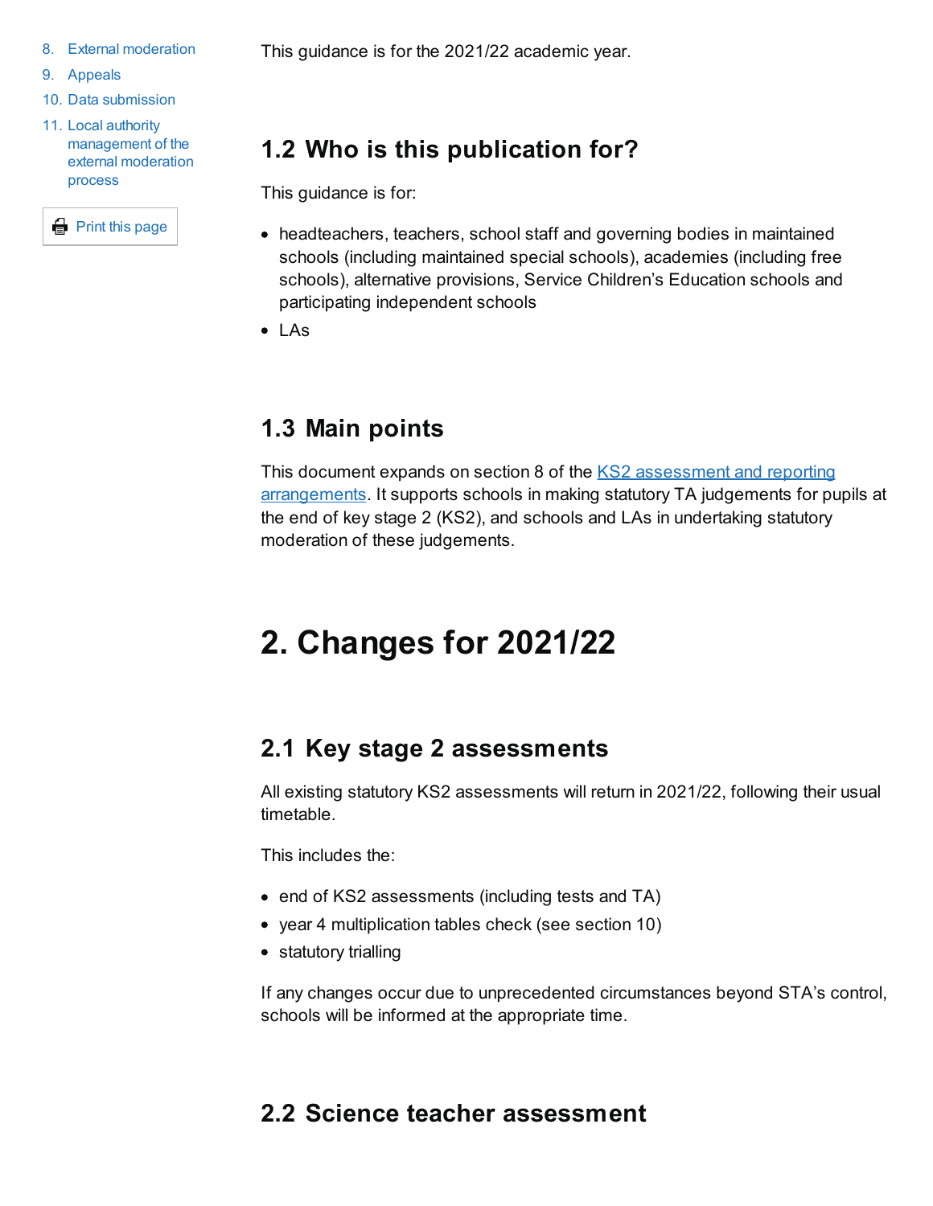8. External moderation
9. Appeals
10. Data submission
11. Local authority management of the external moderation process

This guidance is for the 2021/22 academic year.

### 1.2 Who is this publication for?

This guidance is for:

- headteachers, teachers, school staff and governing bodies in maintained schools (including maintained special schools), academies (including free schools), alternative provisions, Service Children's Education schools and participating independent schools
- LAs

### 1.3 Main points

This document expands on section 8 of the [KS2 assessment and reporting arrangements](). It supports schools in making statutory TA judgements for pupils at the end of key stage 2 (KS2), and schools and LAs in undertaking statutory moderation of these judgements.

## 2. Changes for 2021/22

### 2.1 Key stage 2 assessments

All existing statutory KS2 assessments will return in 2021/22, following their usual timetable.

This includes the:

- end of KS2 assessments (including tests and TA)
- year 4 multiplication tables check (see section 10)
- statutory trialling

If any changes occur due to unprecedented circumstances beyond STA's control, schools will be informed at the appropriate time.

### 2.2 Science teacher assessment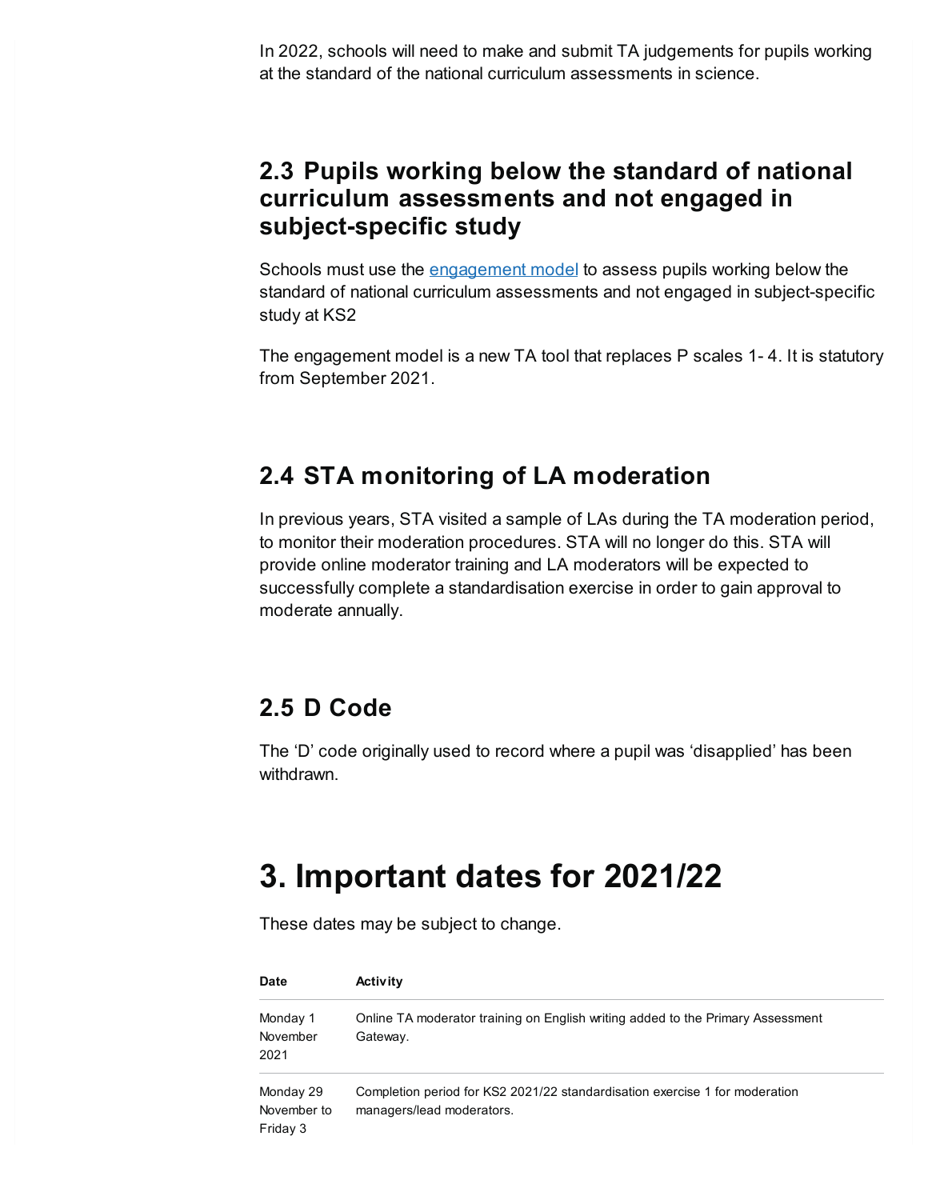In 2022, schools will need to make and submit TA judgements for pupils working at the standard of the national curriculum assessments in science.

## 2.3 Pupils working below the standard of national curriculum assessments and not engaged in subject-specific study

Schools must use the [engagement model](engagement model) to assess pupils working below the standard of national curriculum assessments and not engaged in subject-specific study at KS2

The engagement model is a new TA tool that replaces P scales 1- 4. It is statutory from September 2021.

## 2.4 STA monitoring of LA moderation

In previous years, STA visited a sample of LAs during the TA moderation period, to monitor their moderation procedures. STA will no longer do this. STA will provide online moderator training and LA moderators will be expected to successfully complete a standardisation exercise in order to gain approval to moderate annually.

## 2.5 D Code

The 'D' code originally used to record where a pupil was 'disapplied' has been withdrawn.

# 3. Important dates for 2021/22

These dates may be subject to change.

| Date | Activity |
|---|---|
| Monday 1 November 2021 | Online TA moderator training on English writing added to the Primary Assessment Gateway. |
| Monday 29 November to Friday 3 | Completion period for KS2 2021/22 standardisation exercise 1 for moderation managers/lead moderators. |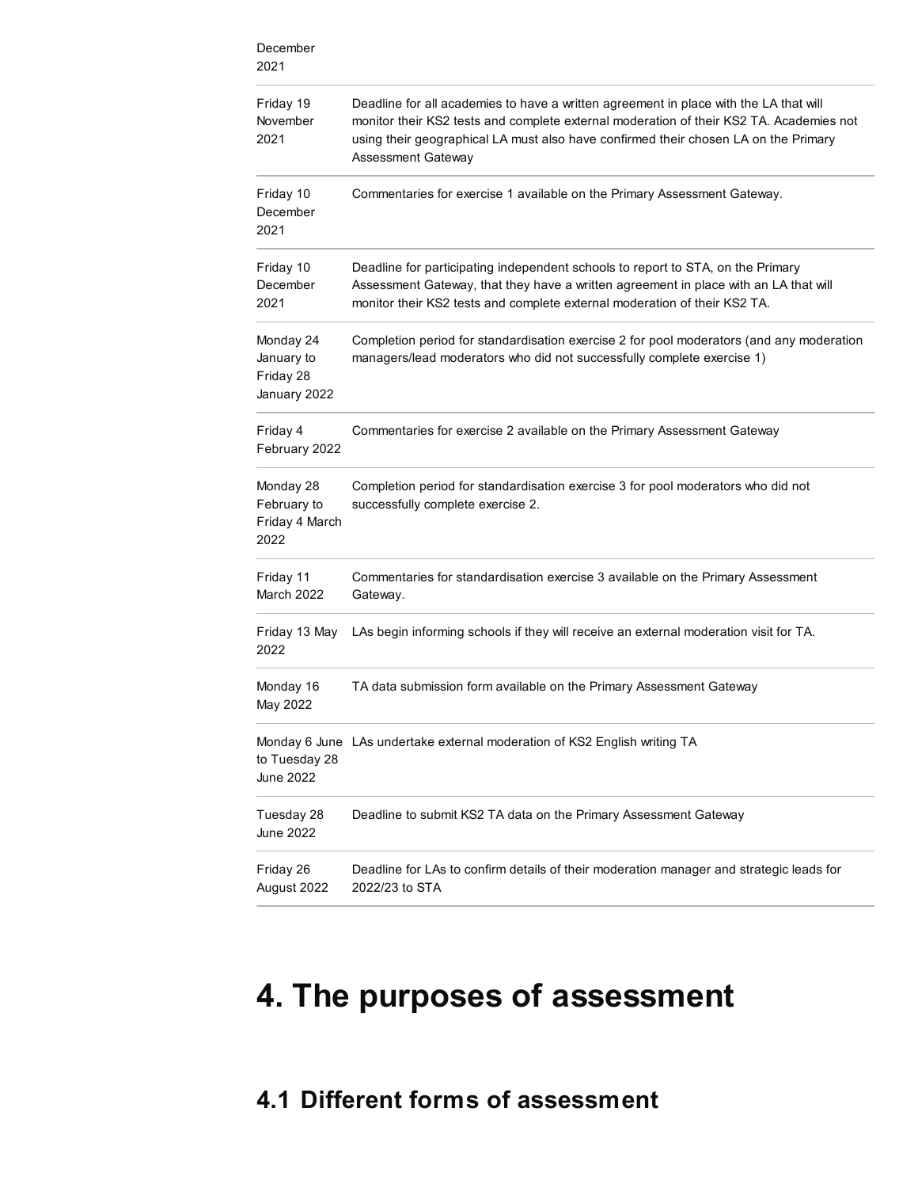| | |
|---|---|
| December 2021 | |
| Friday 19 November 2021 | Deadline for all academies to have a written agreement in place with the LA that will monitor their KS2 tests and complete external moderation of their KS2 TA. Academies not using their geographical LA must also have confirmed their chosen LA on the Primary Assessment Gateway |
| Friday 10 December 2021 | Commentaries for exercise 1 available on the Primary Assessment Gateway. |
| Friday 10 December 2021 | Deadline for participating independent schools to report to STA, on the Primary Assessment Gateway, that they have a written agreement in place with an LA that will monitor their KS2 tests and complete external moderation of their KS2 TA. |
| Monday 24 January to Friday 28 January 2022 | Completion period for standardisation exercise 2 for pool moderators (and any moderation managers/lead moderators who did not successfully complete exercise 1) |
| Friday 4 February 2022 | Commentaries for exercise 2 available on the Primary Assessment Gateway |
| Monday 28 February to Friday 4 March 2022 | Completion period for standardisation exercise 3 for pool moderators who did not successfully complete exercise 2. |
| Friday 11 March 2022 | Commentaries for standardisation exercise 3 available on the Primary Assessment Gateway. |
| Friday 13 May 2022 | LAs begin informing schools if they will receive an external moderation visit for TA. |
| Monday 16 May 2022 | TA data submission form available on the Primary Assessment Gateway |
| Monday 6 June to Tuesday 28 June 2022 | LAs undertake external moderation of KS2 English writing TA |
| Tuesday 28 June 2022 | Deadline to submit KS2 TA data on the Primary Assessment Gateway |
| Friday 26 August 2022 | Deadline for LAs to confirm details of their moderation manager and strategic leads for 2022/23 to STA |

# 4. The purposes of assessment

## 4.1 Different forms of assessment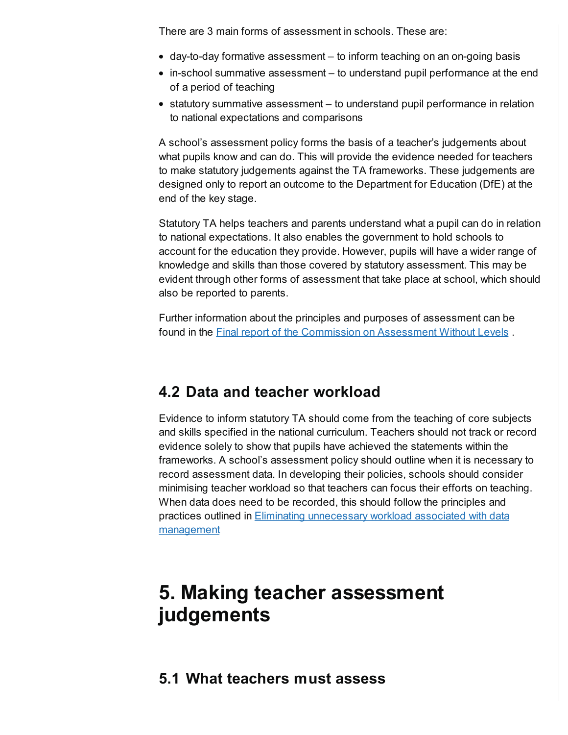There are 3 main forms of assessment in schools. These are:

- day-to-day formative assessment – to inform teaching on an on-going basis
- in-school summative assessment – to understand pupil performance at the end of a period of teaching
- statutory summative assessment – to understand pupil performance in relation to national expectations and comparisons

A school's assessment policy forms the basis of a teacher's judgements about what pupils know and can do. This will provide the evidence needed for teachers to make statutory judgements against the TA frameworks. These judgements are designed only to report an outcome to the Department for Education (DfE) at the end of the key stage.

Statutory TA helps teachers and parents understand what a pupil can do in relation to national expectations. It also enables the government to hold schools to account for the education they provide. However, pupils will have a wider range of knowledge and skills than those covered by statutory assessment. This may be evident through other forms of assessment that take place at school, which should also be reported to parents.

Further information about the principles and purposes of assessment can be found in the Final report of the Commission on Assessment Without Levels .

## 4.2 Data and teacher workload

Evidence to inform statutory TA should come from the teaching of core subjects and skills specified in the national curriculum. Teachers should not track or record evidence solely to show that pupils have achieved the statements within the frameworks. A school's assessment policy should outline when it is necessary to record assessment data. In developing their policies, schools should consider minimising teacher workload so that teachers can focus their efforts on teaching. When data does need to be recorded, this should follow the principles and practices outlined in Eliminating unnecessary workload associated with data management

# 5. Making teacher assessment judgements

## 5.1 What teachers must assess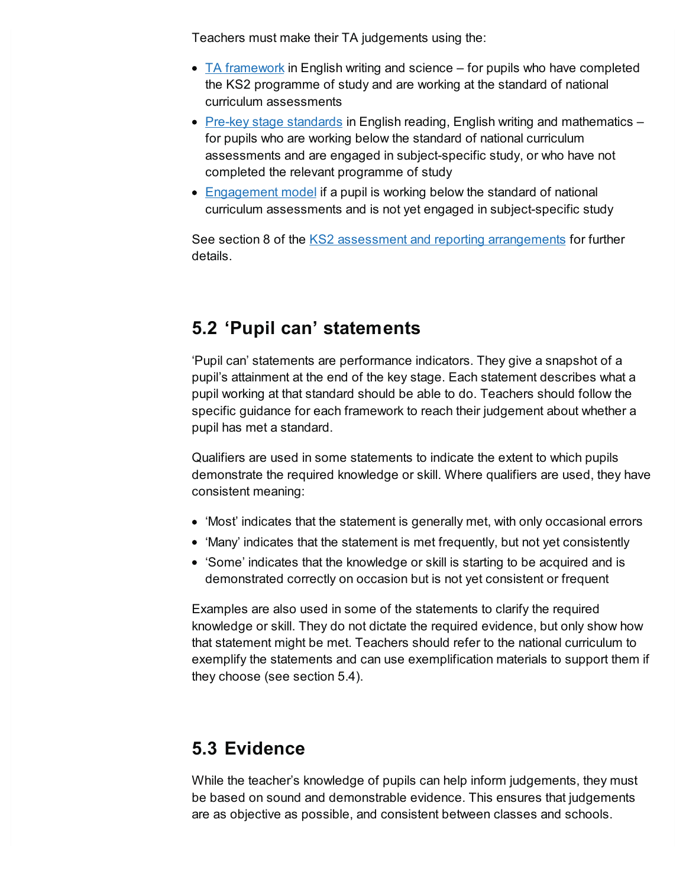Teachers must make their TA judgements using the:

- TA framework in English writing and science – for pupils who have completed the KS2 programme of study and are working at the standard of national curriculum assessments
- Pre-key stage standards in English reading, English writing and mathematics – for pupils who are working below the standard of national curriculum assessments and are engaged in subject-specific study, or who have not completed the relevant programme of study
- Engagement model if a pupil is working below the standard of national curriculum assessments and is not yet engaged in subject-specific study

See section 8 of the KS2 assessment and reporting arrangements for further details.

## 5.2 'Pupil can' statements

'Pupil can' statements are performance indicators. They give a snapshot of a pupil's attainment at the end of the key stage. Each statement describes what a pupil working at that standard should be able to do. Teachers should follow the specific guidance for each framework to reach their judgement about whether a pupil has met a standard.

Qualifiers are used in some statements to indicate the extent to which pupils demonstrate the required knowledge or skill. Where qualifiers are used, they have consistent meaning:

- 'Most' indicates that the statement is generally met, with only occasional errors
- 'Many' indicates that the statement is met frequently, but not yet consistently
- 'Some' indicates that the knowledge or skill is starting to be acquired and is demonstrated correctly on occasion but is not yet consistent or frequent

Examples are also used in some of the statements to clarify the required knowledge or skill. They do not dictate the required evidence, but only show how that statement might be met. Teachers should refer to the national curriculum to exemplify the statements and can use exemplification materials to support them if they choose (see section 5.4).

## 5.3 Evidence

While the teacher's knowledge of pupils can help inform judgements, they must be based on sound and demonstrable evidence. This ensures that judgements are as objective as possible, and consistent between classes and schools.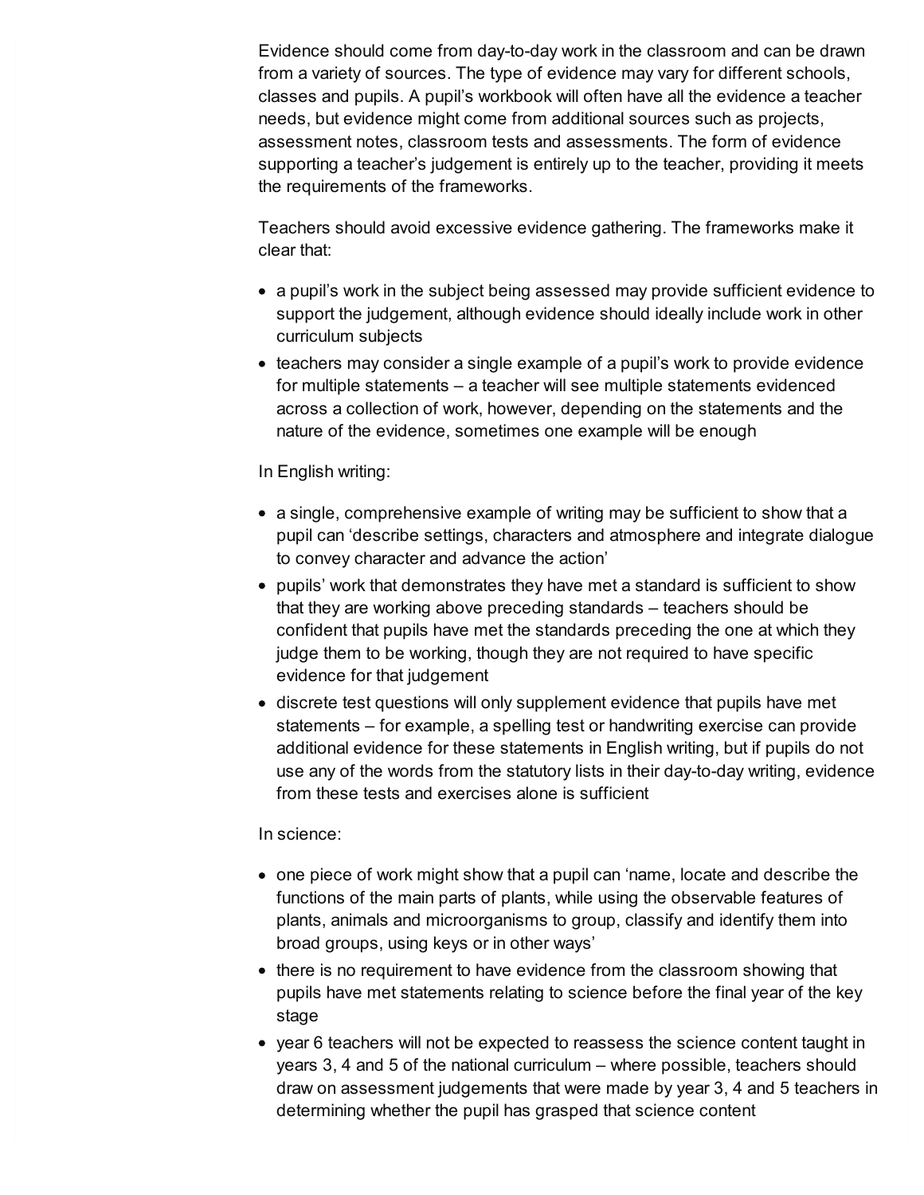Evidence should come from day-to-day work in the classroom and can be drawn from a variety of sources. The type of evidence may vary for different schools, classes and pupils. A pupil's workbook will often have all the evidence a teacher needs, but evidence might come from additional sources such as projects, assessment notes, classroom tests and assessments. The form of evidence supporting a teacher's judgement is entirely up to the teacher, providing it meets the requirements of the frameworks.

Teachers should avoid excessive evidence gathering. The frameworks make it clear that:

- a pupil's work in the subject being assessed may provide sufficient evidence to support the judgement, although evidence should ideally include work in other curriculum subjects
- teachers may consider a single example of a pupil's work to provide evidence for multiple statements – a teacher will see multiple statements evidenced across a collection of work, however, depending on the statements and the nature of the evidence, sometimes one example will be enough

In English writing:

- a single, comprehensive example of writing may be sufficient to show that a pupil can 'describe settings, characters and atmosphere and integrate dialogue to convey character and advance the action'
- pupils' work that demonstrates they have met a standard is sufficient to show that they are working above preceding standards – teachers should be confident that pupils have met the standards preceding the one at which they judge them to be working, though they are not required to have specific evidence for that judgement
- discrete test questions will only supplement evidence that pupils have met statements – for example, a spelling test or handwriting exercise can provide additional evidence for these statements in English writing, but if pupils do not use any of the words from the statutory lists in their day-to-day writing, evidence from these tests and exercises alone is sufficient

In science:

- one piece of work might show that a pupil can 'name, locate and describe the functions of the main parts of plants, while using the observable features of plants, animals and microorganisms to group, classify and identify them into broad groups, using keys or in other ways'
- there is no requirement to have evidence from the classroom showing that pupils have met statements relating to science before the final year of the key stage
- year 6 teachers will not be expected to reassess the science content taught in years 3, 4 and 5 of the national curriculum – where possible, teachers should draw on assessment judgements that were made by year 3, 4 and 5 teachers in determining whether the pupil has grasped that science content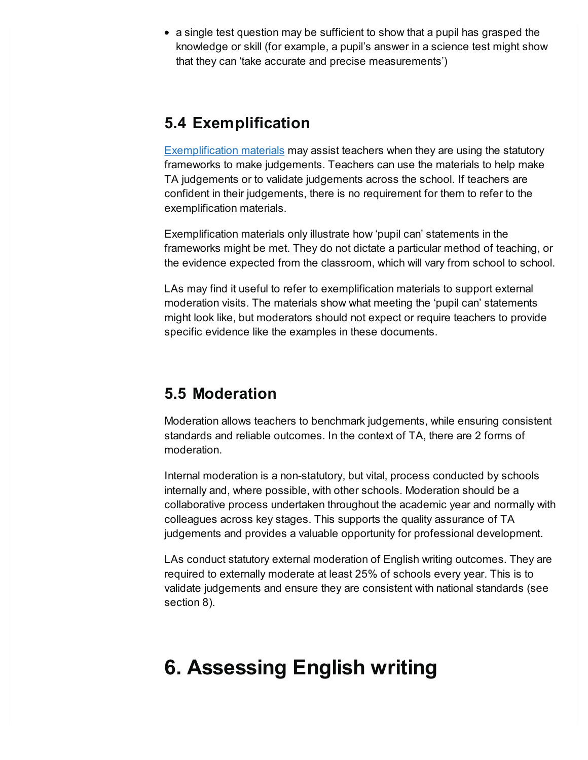- a single test question may be sufficient to show that a pupil has grasped the knowledge or skill (for example, a pupil's answer in a science test might show that they can 'take accurate and precise measurements')

## 5.4 Exemplification

Exemplification materials may assist teachers when they are using the statutory frameworks to make judgements. Teachers can use the materials to help make TA judgements or to validate judgements across the school. If teachers are confident in their judgements, there is no requirement for them to refer to the exemplification materials.

Exemplification materials only illustrate how 'pupil can' statements in the frameworks might be met. They do not dictate a particular method of teaching, or the evidence expected from the classroom, which will vary from school to school.

LAs may find it useful to refer to exemplification materials to support external moderation visits. The materials show what meeting the 'pupil can' statements might look like, but moderators should not expect or require teachers to provide specific evidence like the examples in these documents.

## 5.5 Moderation

Moderation allows teachers to benchmark judgements, while ensuring consistent standards and reliable outcomes. In the context of TA, there are 2 forms of moderation.

Internal moderation is a non-statutory, but vital, process conducted by schools internally and, where possible, with other schools. Moderation should be a collaborative process undertaken throughout the academic year and normally with colleagues across key stages. This supports the quality assurance of TA judgements and provides a valuable opportunity for professional development.

LAs conduct statutory external moderation of English writing outcomes. They are required to externally moderate at least 25% of schools every year. This is to validate judgements and ensure they are consistent with national standards (see section 8).

# 6. Assessing English writing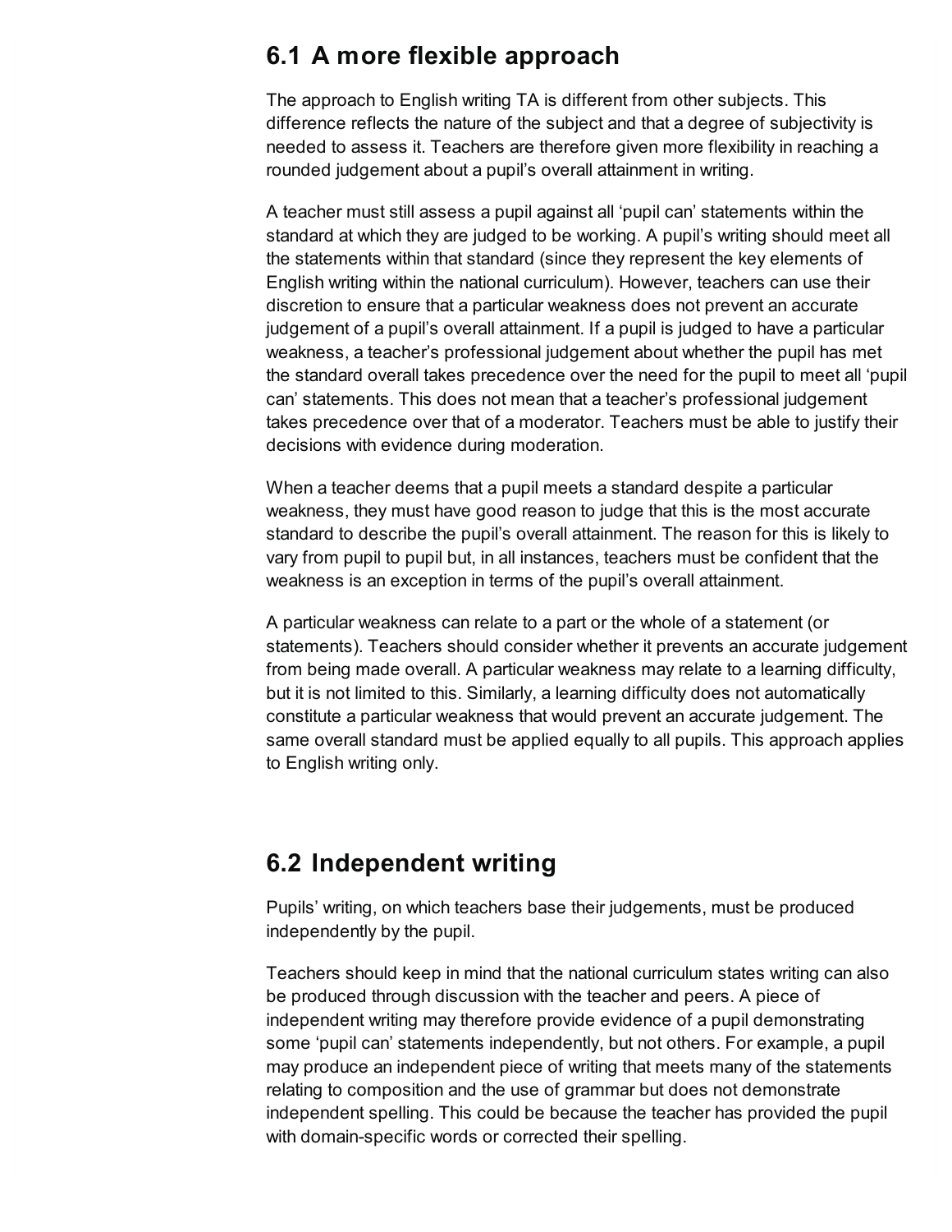## 6.1 A more flexible approach

The approach to English writing TA is different from other subjects. This difference reflects the nature of the subject and that a degree of subjectivity is needed to assess it. Teachers are therefore given more flexibility in reaching a rounded judgement about a pupil's overall attainment in writing.

A teacher must still assess a pupil against all 'pupil can' statements within the standard at which they are judged to be working. A pupil's writing should meet all the statements within that standard (since they represent the key elements of English writing within the national curriculum). However, teachers can use their discretion to ensure that a particular weakness does not prevent an accurate judgement of a pupil's overall attainment. If a pupil is judged to have a particular weakness, a teacher's professional judgement about whether the pupil has met the standard overall takes precedence over the need for the pupil to meet all 'pupil can' statements. This does not mean that a teacher's professional judgement takes precedence over that of a moderator. Teachers must be able to justify their decisions with evidence during moderation.

When a teacher deems that a pupil meets a standard despite a particular weakness, they must have good reason to judge that this is the most accurate standard to describe the pupil's overall attainment. The reason for this is likely to vary from pupil to pupil but, in all instances, teachers must be confident that the weakness is an exception in terms of the pupil's overall attainment.

A particular weakness can relate to a part or the whole of a statement (or statements). Teachers should consider whether it prevents an accurate judgement from being made overall. A particular weakness may relate to a learning difficulty, but it is not limited to this. Similarly, a learning difficulty does not automatically constitute a particular weakness that would prevent an accurate judgement. The same overall standard must be applied equally to all pupils. This approach applies to English writing only.

## 6.2 Independent writing

Pupils' writing, on which teachers base their judgements, must be produced independently by the pupil.

Teachers should keep in mind that the national curriculum states writing can also be produced through discussion with the teacher and peers. A piece of independent writing may therefore provide evidence of a pupil demonstrating some 'pupil can' statements independently, but not others. For example, a pupil may produce an independent piece of writing that meets many of the statements relating to composition and the use of grammar but does not demonstrate independent spelling. This could be because the teacher has provided the pupil with domain-specific words or corrected their spelling.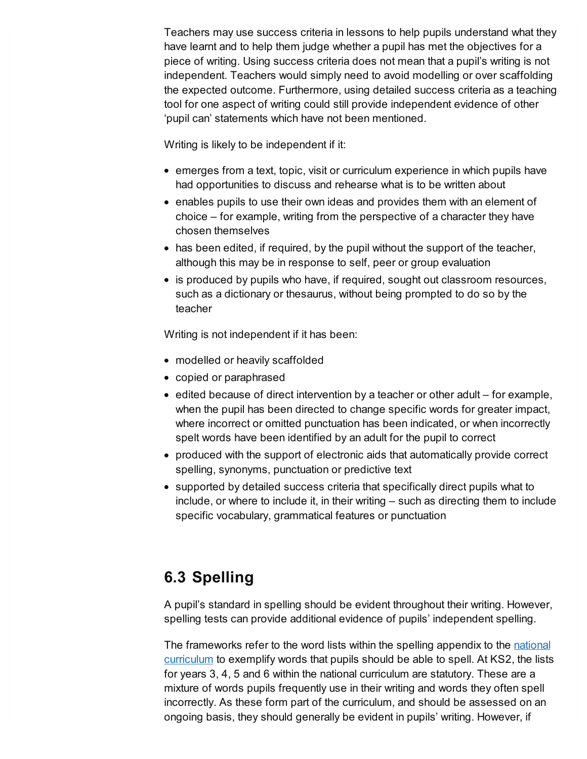Teachers may use success criteria in lessons to help pupils understand what they have learnt and to help them judge whether a pupil has met the objectives for a piece of writing. Using success criteria does not mean that a pupil's writing is not independent. Teachers would simply need to avoid modelling or over scaffolding the expected outcome. Furthermore, using detailed success criteria as a teaching tool for one aspect of writing could still provide independent evidence of other 'pupil can' statements which have not been mentioned.

Writing is likely to be independent if it:

- emerges from a text, topic, visit or curriculum experience in which pupils have had opportunities to discuss and rehearse what is to be written about
- enables pupils to use their own ideas and provides them with an element of choice – for example, writing from the perspective of a character they have chosen themselves
- has been edited, if required, by the pupil without the support of the teacher, although this may be in response to self, peer or group evaluation
- is produced by pupils who have, if required, sought out classroom resources, such as a dictionary or thesaurus, without being prompted to do so by the teacher

Writing is not independent if it has been:

- modelled or heavily scaffolded
- copied or paraphrased
- edited because of direct intervention by a teacher or other adult – for example, when the pupil has been directed to change specific words for greater impact, where incorrect or omitted punctuation has been indicated, or when incorrectly spelt words have been identified by an adult for the pupil to correct
- produced with the support of electronic aids that automatically provide correct spelling, synonyms, punctuation or predictive text
- supported by detailed success criteria that specifically direct pupils what to include, or where to include it, in their writing – such as directing them to include specific vocabulary, grammatical features or punctuation

## 6.3 Spelling

A pupil's standard in spelling should be evident throughout their writing. However, spelling tests can provide additional evidence of pupils' independent spelling.

The frameworks refer to the word lists within the spelling appendix to the national curriculum to exemplify words that pupils should be able to spell. At KS2, the lists for years 3, 4, 5 and 6 within the national curriculum are statutory. These are a mixture of words pupils frequently use in their writing and words they often spell incorrectly. As these form part of the curriculum, and should be assessed on an ongoing basis, they should generally be evident in pupils' writing. However, if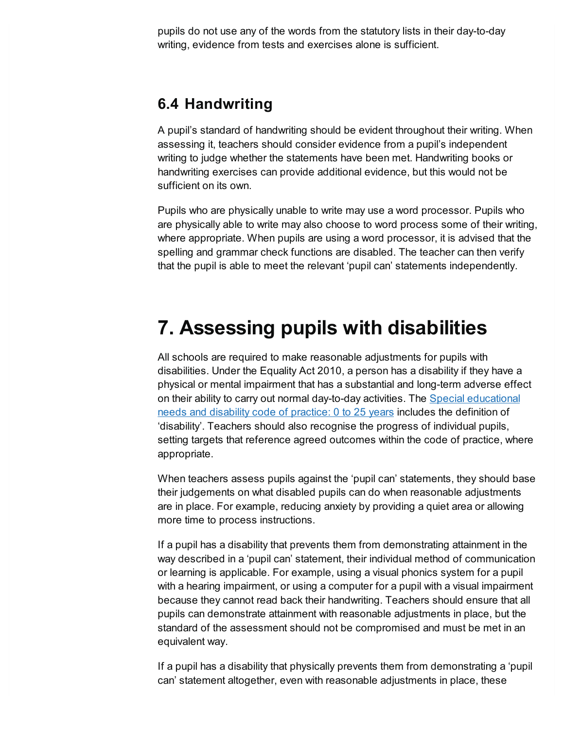pupils do not use any of the words from the statutory lists in their day-to-day writing, evidence from tests and exercises alone is sufficient.

### 6.4 Handwriting

A pupil's standard of handwriting should be evident throughout their writing. When assessing it, teachers should consider evidence from a pupil's independent writing to judge whether the statements have been met. Handwriting books or handwriting exercises can provide additional evidence, but this would not be sufficient on its own.

Pupils who are physically unable to write may use a word processor. Pupils who are physically able to write may also choose to word process some of their writing, where appropriate. When pupils are using a word processor, it is advised that the spelling and grammar check functions are disabled. The teacher can then verify that the pupil is able to meet the relevant 'pupil can' statements independently.

## 7. Assessing pupils with disabilities

All schools are required to make reasonable adjustments for pupils with disabilities. Under the Equality Act 2010, a person has a disability if they have a physical or mental impairment that has a substantial and long-term adverse effect on their ability to carry out normal day-to-day activities. The Special educational needs and disability code of practice: 0 to 25 years includes the definition of 'disability'. Teachers should also recognise the progress of individual pupils, setting targets that reference agreed outcomes within the code of practice, where appropriate.

When teachers assess pupils against the 'pupil can' statements, they should base their judgements on what disabled pupils can do when reasonable adjustments are in place. For example, reducing anxiety by providing a quiet area or allowing more time to process instructions.

If a pupil has a disability that prevents them from demonstrating attainment in the way described in a 'pupil can' statement, their individual method of communication or learning is applicable. For example, using a visual phonics system for a pupil with a hearing impairment, or using a computer for a pupil with a visual impairment because they cannot read back their handwriting. Teachers should ensure that all pupils can demonstrate attainment with reasonable adjustments in place, but the standard of the assessment should not be compromised and must be met in an equivalent way.

If a pupil has a disability that physically prevents them from demonstrating a 'pupil can' statement altogether, even with reasonable adjustments in place, these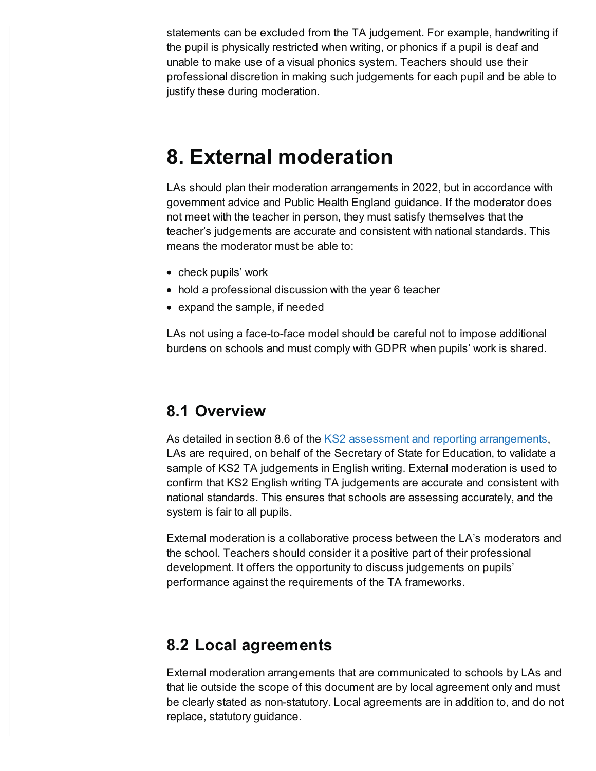statements can be excluded from the TA judgement. For example, handwriting if the pupil is physically restricted when writing, or phonics if a pupil is deaf and unable to make use of a visual phonics system. Teachers should use their professional discretion in making such judgements for each pupil and be able to justify these during moderation.

# 8. External moderation

LAs should plan their moderation arrangements in 2022, but in accordance with government advice and Public Health England guidance. If the moderator does not meet with the teacher in person, they must satisfy themselves that the teacher's judgements are accurate and consistent with national standards. This means the moderator must be able to:

- check pupils' work
- hold a professional discussion with the year 6 teacher
- expand the sample, if needed

LAs not using a face-to-face model should be careful not to impose additional burdens on schools and must comply with GDPR when pupils' work is shared.

## 8.1 Overview

As detailed in section 8.6 of the KS2 assessment and reporting arrangements, LAs are required, on behalf of the Secretary of State for Education, to validate a sample of KS2 TA judgements in English writing. External moderation is used to confirm that KS2 English writing TA judgements are accurate and consistent with national standards. This ensures that schools are assessing accurately, and the system is fair to all pupils.

External moderation is a collaborative process between the LA's moderators and the school. Teachers should consider it a positive part of their professional development. It offers the opportunity to discuss judgements on pupils' performance against the requirements of the TA frameworks.

## 8.2 Local agreements

External moderation arrangements that are communicated to schools by LAs and that lie outside the scope of this document are by local agreement only and must be clearly stated as non-statutory. Local agreements are in addition to, and do not replace, statutory guidance.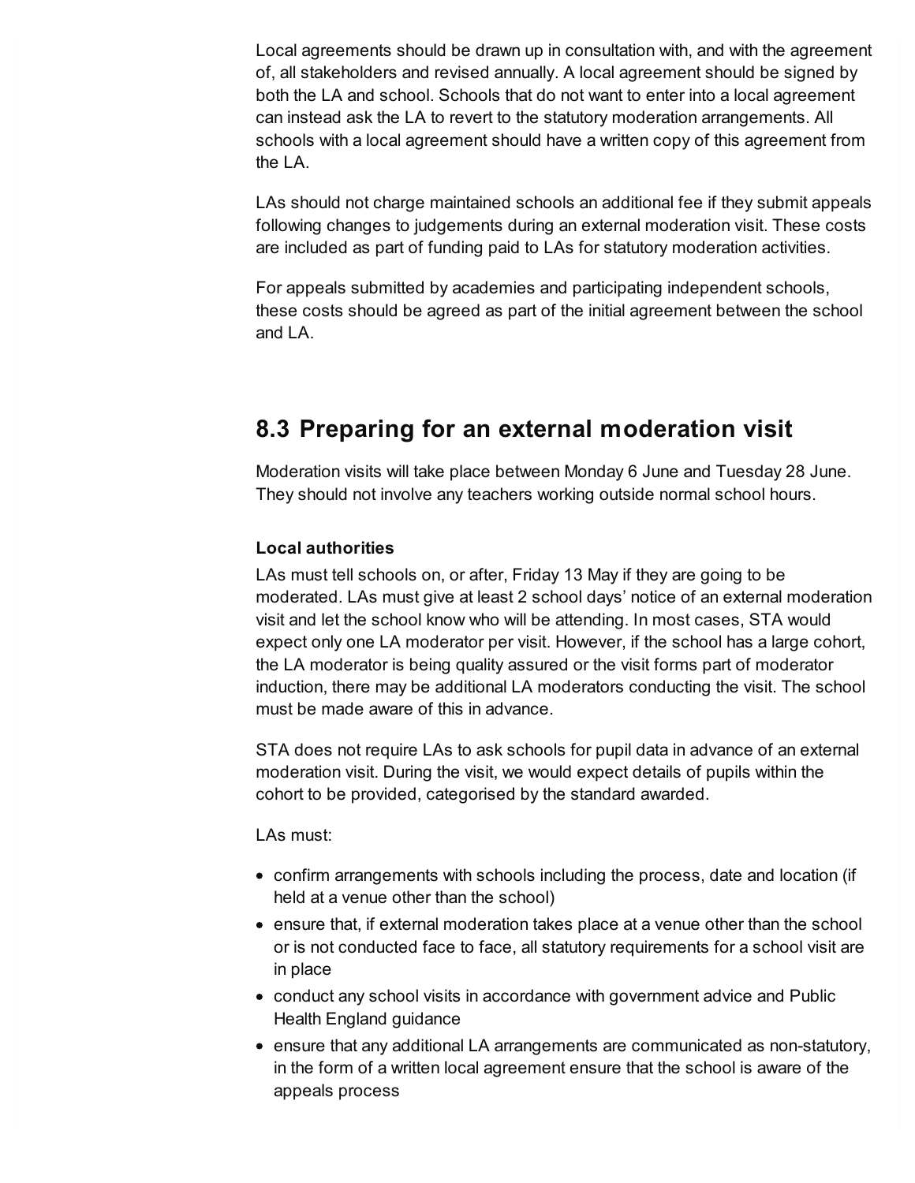Local agreements should be drawn up in consultation with, and with the agreement of, all stakeholders and revised annually. A local agreement should be signed by both the LA and school. Schools that do not want to enter into a local agreement can instead ask the LA to revert to the statutory moderation arrangements. All schools with a local agreement should have a written copy of this agreement from the LA.

LAs should not charge maintained schools an additional fee if they submit appeals following changes to judgements during an external moderation visit. These costs are included as part of funding paid to LAs for statutory moderation activities.

For appeals submitted by academies and participating independent schools, these costs should be agreed as part of the initial agreement between the school and LA.

## 8.3 Preparing for an external moderation visit

Moderation visits will take place between Monday 6 June and Tuesday 28 June. They should not involve any teachers working outside normal school hours.

**Local authorities**

LAs must tell schools on, or after, Friday 13 May if they are going to be moderated. LAs must give at least 2 school days' notice of an external moderation visit and let the school know who will be attending. In most cases, STA would expect only one LA moderator per visit. However, if the school has a large cohort, the LA moderator is being quality assured or the visit forms part of moderator induction, there may be additional LA moderators conducting the visit. The school must be made aware of this in advance.

STA does not require LAs to ask schools for pupil data in advance of an external moderation visit. During the visit, we would expect details of pupils within the cohort to be provided, categorised by the standard awarded.

LAs must:

- confirm arrangements with schools including the process, date and location (if held at a venue other than the school)
- ensure that, if external moderation takes place at a venue other than the school or is not conducted face to face, all statutory requirements for a school visit are in place
- conduct any school visits in accordance with government advice and Public Health England guidance
- ensure that any additional LA arrangements are communicated as non-statutory, in the form of a written local agreement ensure that the school is aware of the appeals process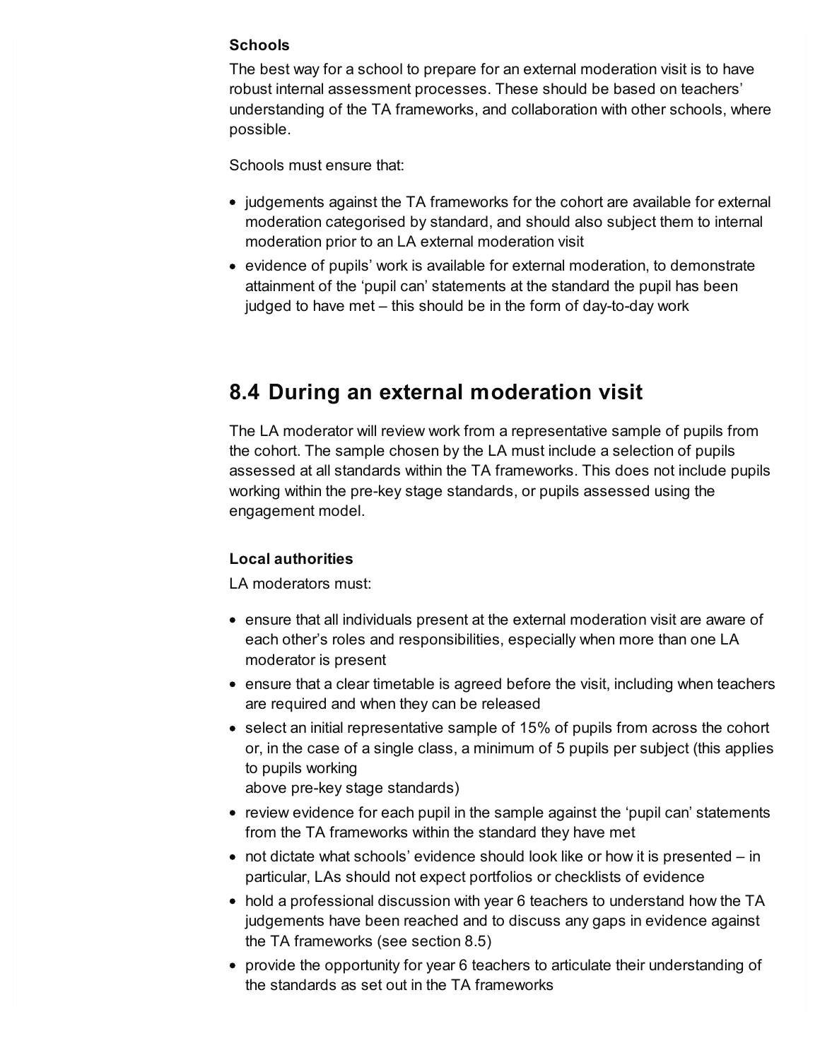### Schools

The best way for a school to prepare for an external moderation visit is to have robust internal assessment processes. These should be based on teachers' understanding of the TA frameworks, and collaboration with other schools, where possible.

Schools must ensure that:

- judgements against the TA frameworks for the cohort are available for external moderation categorised by standard, and should also subject them to internal moderation prior to an LA external moderation visit
- evidence of pupils' work is available for external moderation, to demonstrate attainment of the 'pupil can' statements at the standard the pupil has been judged to have met – this should be in the form of day-to-day work

## 8.4 During an external moderation visit

The LA moderator will review work from a representative sample of pupils from the cohort. The sample chosen by the LA must include a selection of pupils assessed at all standards within the TA frameworks. This does not include pupils working within the pre-key stage standards, or pupils assessed using the engagement model.

### Local authorities

LA moderators must:

- ensure that all individuals present at the external moderation visit are aware of each other's roles and responsibilities, especially when more than one LA moderator is present
- ensure that a clear timetable is agreed before the visit, including when teachers are required and when they can be released
- select an initial representative sample of 15% of pupils from across the cohort or, in the case of a single class, a minimum of 5 pupils per subject (this applies to pupils working above pre-key stage standards)
- review evidence for each pupil in the sample against the 'pupil can' statements from the TA frameworks within the standard they have met
- not dictate what schools' evidence should look like or how it is presented – in particular, LAs should not expect portfolios or checklists of evidence
- hold a professional discussion with year 6 teachers to understand how the TA judgements have been reached and to discuss any gaps in evidence against the TA frameworks (see section 8.5)
- provide the opportunity for year 6 teachers to articulate their understanding of the standards as set out in the TA frameworks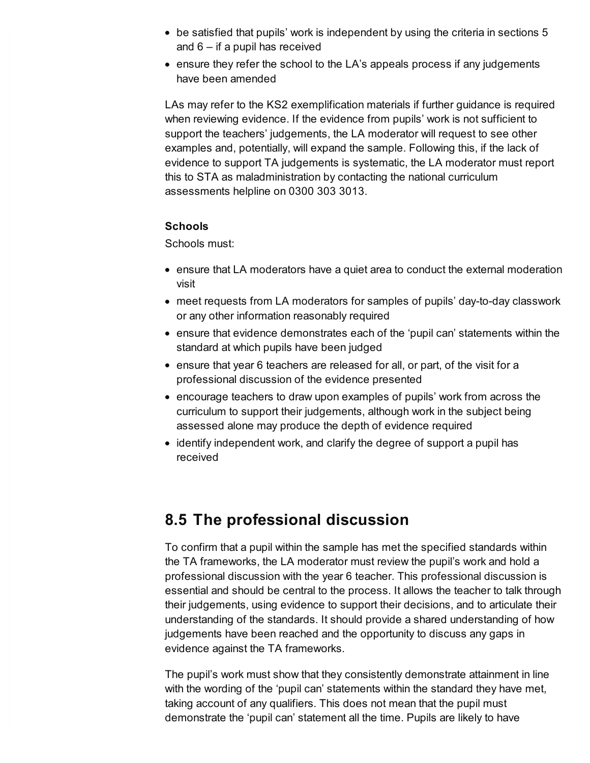- be satisfied that pupils' work is independent by using the criteria in sections 5 and 6 – if a pupil has received
- ensure they refer the school to the LA's appeals process if any judgements have been amended

LAs may refer to the KS2 exemplification materials if further guidance is required when reviewing evidence. If the evidence from pupils' work is not sufficient to support the teachers' judgements, the LA moderator will request to see other examples and, potentially, will expand the sample. Following this, if the lack of evidence to support TA judgements is systematic, the LA moderator must report this to STA as maladministration by contacting the national curriculum assessments helpline on 0300 303 3013.

**Schools**

Schools must:

- ensure that LA moderators have a quiet area to conduct the external moderation visit
- meet requests from LA moderators for samples of pupils' day-to-day classwork or any other information reasonably required
- ensure that evidence demonstrates each of the 'pupil can' statements within the standard at which pupils have been judged
- ensure that year 6 teachers are released for all, or part, of the visit for a professional discussion of the evidence presented
- encourage teachers to draw upon examples of pupils' work from across the curriculum to support their judgements, although work in the subject being assessed alone may produce the depth of evidence required
- identify independent work, and clarify the degree of support a pupil has received

## 8.5 The professional discussion

To confirm that a pupil within the sample has met the specified standards within the TA frameworks, the LA moderator must review the pupil's work and hold a professional discussion with the year 6 teacher. This professional discussion is essential and should be central to the process. It allows the teacher to talk through their judgements, using evidence to support their decisions, and to articulate their understanding of the standards. It should provide a shared understanding of how judgements have been reached and the opportunity to discuss any gaps in evidence against the TA frameworks.

The pupil's work must show that they consistently demonstrate attainment in line with the wording of the 'pupil can' statements within the standard they have met, taking account of any qualifiers. This does not mean that the pupil must demonstrate the 'pupil can' statement all the time. Pupils are likely to have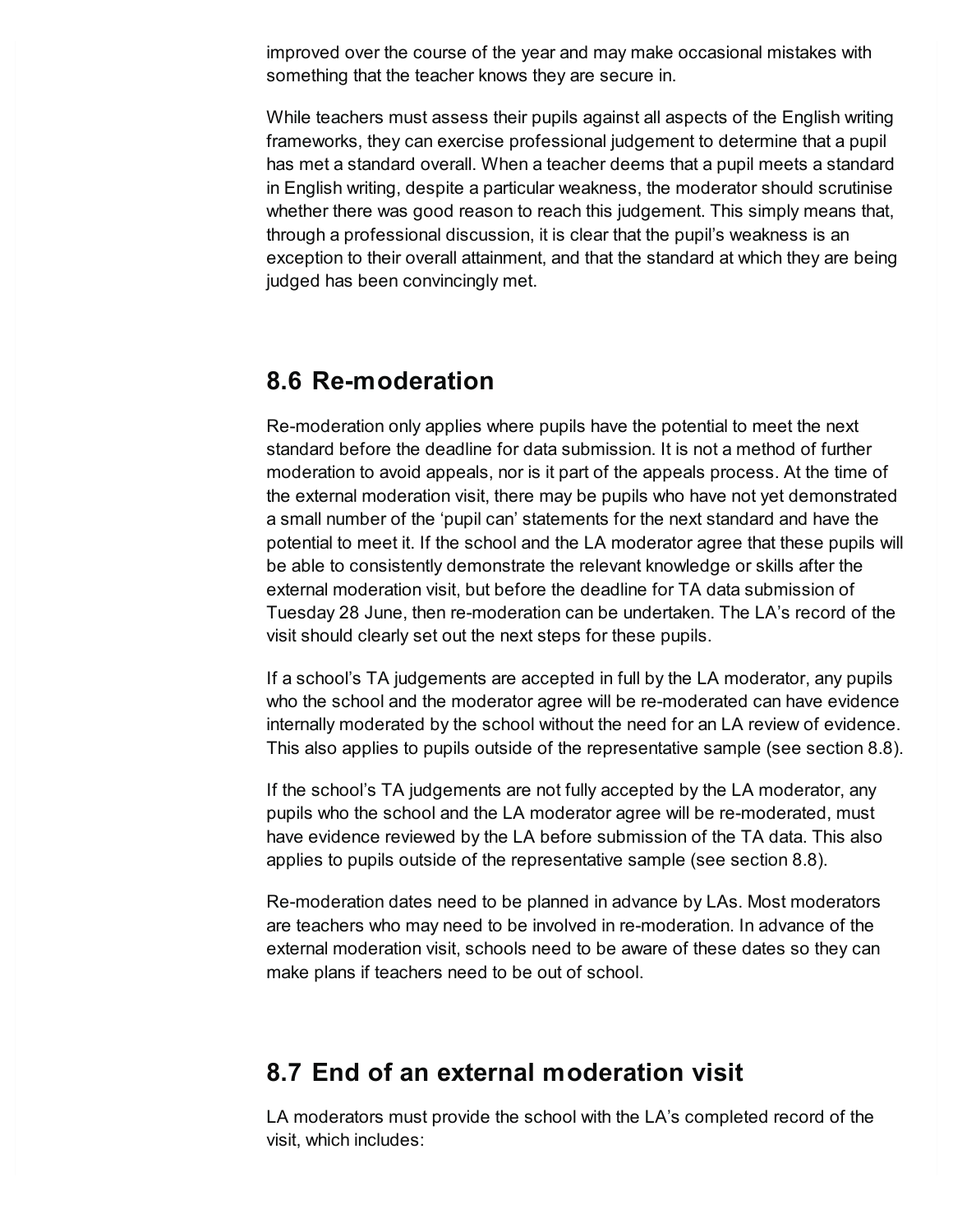improved over the course of the year and may make occasional mistakes with something that the teacher knows they are secure in.

While teachers must assess their pupils against all aspects of the English writing frameworks, they can exercise professional judgement to determine that a pupil has met a standard overall. When a teacher deems that a pupil meets a standard in English writing, despite a particular weakness, the moderator should scrutinise whether there was good reason to reach this judgement. This simply means that, through a professional discussion, it is clear that the pupil's weakness is an exception to their overall attainment, and that the standard at which they are being judged has been convincingly met.

## 8.6 Re-moderation

Re-moderation only applies where pupils have the potential to meet the next standard before the deadline for data submission. It is not a method of further moderation to avoid appeals, nor is it part of the appeals process. At the time of the external moderation visit, there may be pupils who have not yet demonstrated a small number of the 'pupil can' statements for the next standard and have the potential to meet it. If the school and the LA moderator agree that these pupils will be able to consistently demonstrate the relevant knowledge or skills after the external moderation visit, but before the deadline for TA data submission of Tuesday 28 June, then re-moderation can be undertaken. The LA's record of the visit should clearly set out the next steps for these pupils.

If a school's TA judgements are accepted in full by the LA moderator, any pupils who the school and the moderator agree will be re-moderated can have evidence internally moderated by the school without the need for an LA review of evidence. This also applies to pupils outside of the representative sample (see section 8.8).

If the school's TA judgements are not fully accepted by the LA moderator, any pupils who the school and the LA moderator agree will be re-moderated, must have evidence reviewed by the LA before submission of the TA data. This also applies to pupils outside of the representative sample (see section 8.8).

Re-moderation dates need to be planned in advance by LAs. Most moderators are teachers who may need to be involved in re-moderation. In advance of the external moderation visit, schools need to be aware of these dates so they can make plans if teachers need to be out of school.

## 8.7 End of an external moderation visit

LA moderators must provide the school with the LA's completed record of the visit, which includes: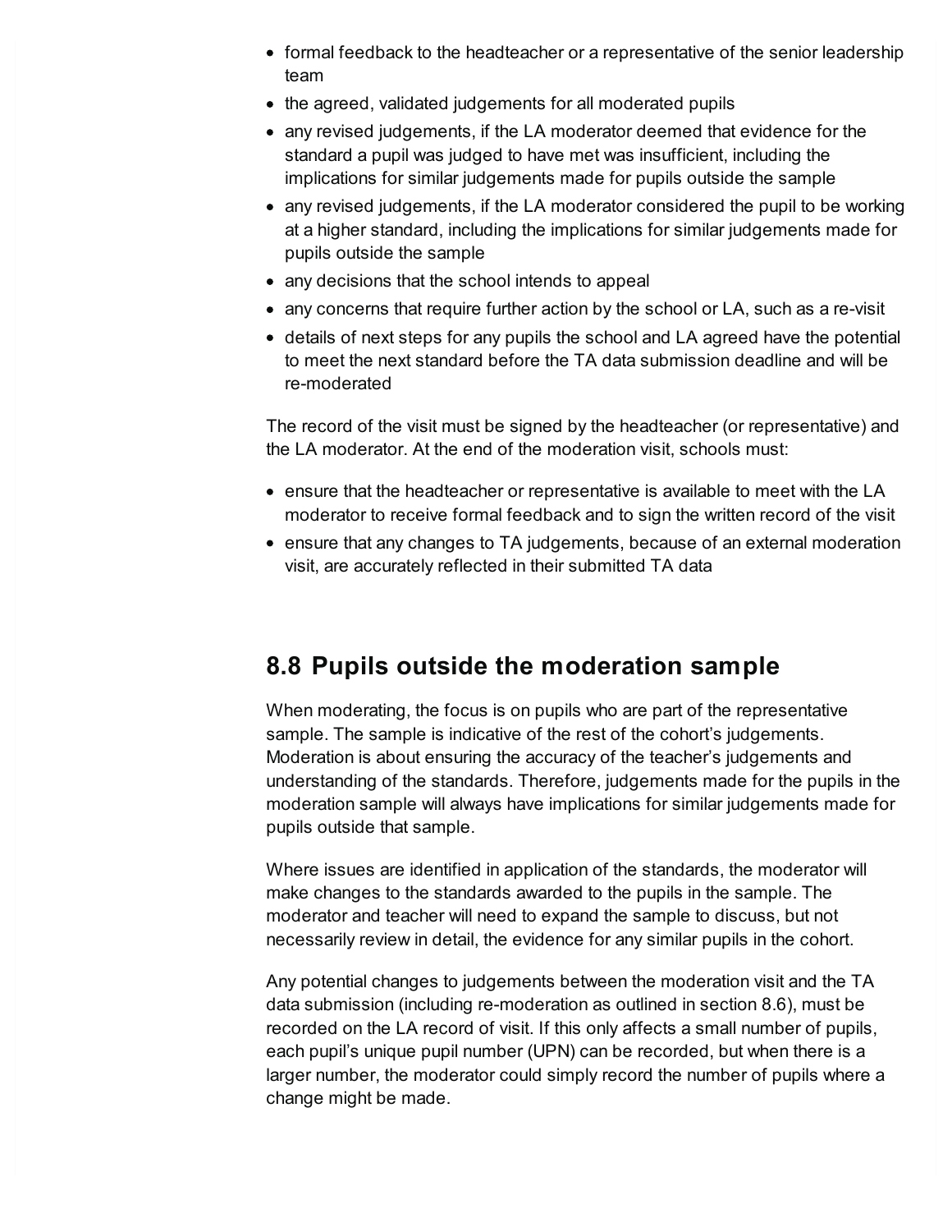- formal feedback to the headteacher or a representative of the senior leadership team
- the agreed, validated judgements for all moderated pupils
- any revised judgements, if the LA moderator deemed that evidence for the standard a pupil was judged to have met was insufficient, including the implications for similar judgements made for pupils outside the sample
- any revised judgements, if the LA moderator considered the pupil to be working at a higher standard, including the implications for similar judgements made for pupils outside the sample
- any decisions that the school intends to appeal
- any concerns that require further action by the school or LA, such as a re-visit
- details of next steps for any pupils the school and LA agreed have the potential to meet the next standard before the TA data submission deadline and will be re-moderated

The record of the visit must be signed by the headteacher (or representative) and the LA moderator. At the end of the moderation visit, schools must:

- ensure that the headteacher or representative is available to meet with the LA moderator to receive formal feedback and to sign the written record of the visit
- ensure that any changes to TA judgements, because of an external moderation visit, are accurately reflected in their submitted TA data

## 8.8 Pupils outside the moderation sample

When moderating, the focus is on pupils who are part of the representative sample. The sample is indicative of the rest of the cohort's judgements. Moderation is about ensuring the accuracy of the teacher's judgements and understanding of the standards. Therefore, judgements made for the pupils in the moderation sample will always have implications for similar judgements made for pupils outside that sample.

Where issues are identified in application of the standards, the moderator will make changes to the standards awarded to the pupils in the sample. The moderator and teacher will need to expand the sample to discuss, but not necessarily review in detail, the evidence for any similar pupils in the cohort.

Any potential changes to judgements between the moderation visit and the TA data submission (including re-moderation as outlined in section 8.6), must be recorded on the LA record of visit. If this only affects a small number of pupils, each pupil's unique pupil number (UPN) can be recorded, but when there is a larger number, the moderator could simply record the number of pupils where a change might be made.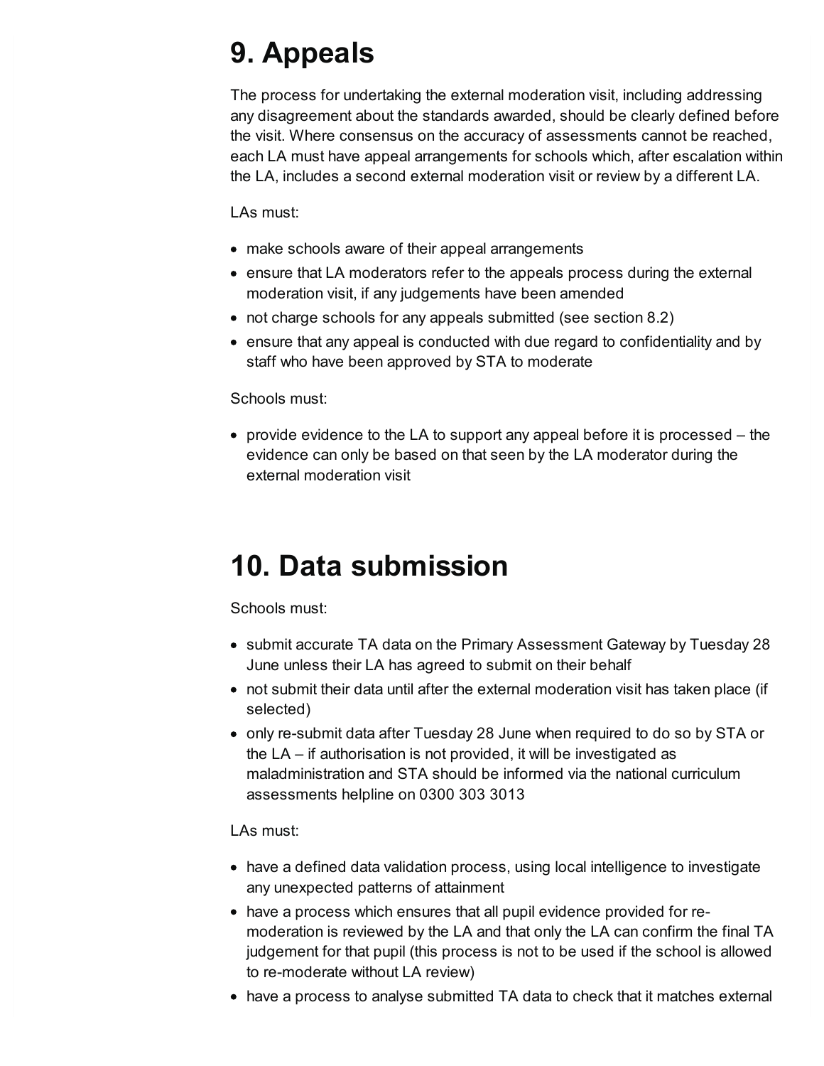# 9. Appeals

The process for undertaking the external moderation visit, including addressing any disagreement about the standards awarded, should be clearly defined before the visit. Where consensus on the accuracy of assessments cannot be reached, each LA must have appeal arrangements for schools which, after escalation within the LA, includes a second external moderation visit or review by a different LA.

LAs must:

- make schools aware of their appeal arrangements
- ensure that LA moderators refer to the appeals process during the external moderation visit, if any judgements have been amended
- not charge schools for any appeals submitted (see section 8.2)
- ensure that any appeal is conducted with due regard to confidentiality and by staff who have been approved by STA to moderate

Schools must:

- provide evidence to the LA to support any appeal before it is processed – the evidence can only be based on that seen by the LA moderator during the external moderation visit

# 10. Data submission

Schools must:

- submit accurate TA data on the Primary Assessment Gateway by Tuesday 28 June unless their LA has agreed to submit on their behalf
- not submit their data until after the external moderation visit has taken place (if selected)
- only re-submit data after Tuesday 28 June when required to do so by STA or the LA – if authorisation is not provided, it will be investigated as maladministration and STA should be informed via the national curriculum assessments helpline on 0300 303 3013

LAs must:

- have a defined data validation process, using local intelligence to investigate any unexpected patterns of attainment
- have a process which ensures that all pupil evidence provided for re-moderation is reviewed by the LA and that only the LA can confirm the final TA judgement for that pupil (this process is not to be used if the school is allowed to re-moderate without LA review)
- have a process to analyse submitted TA data to check that it matches external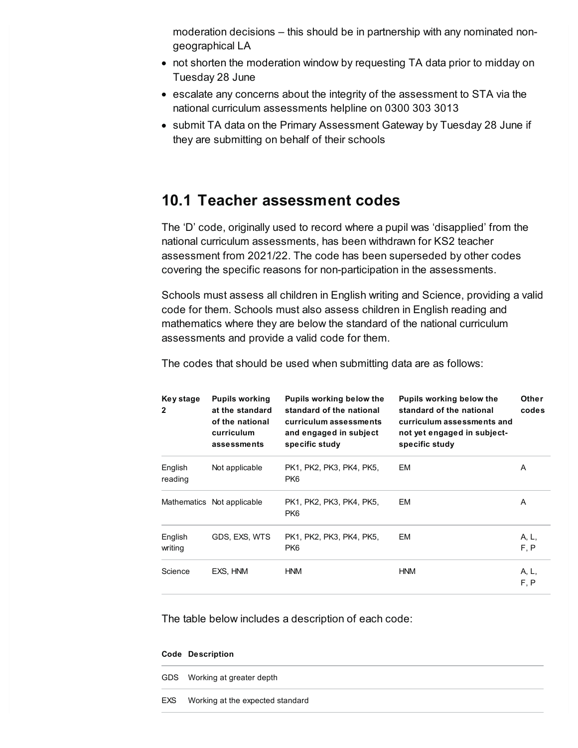moderation decisions – this should be in partnership with any nominated non-geographical LA

- not shorten the moderation window by requesting TA data prior to midday on Tuesday 28 June
- escalate any concerns about the integrity of the assessment to STA via the national curriculum assessments helpline on 0300 303 3013
- submit TA data on the Primary Assessment Gateway by Tuesday 28 June if they are submitting on behalf of their schools

## 10.1 Teacher assessment codes

The 'D' code, originally used to record where a pupil was 'disapplied' from the national curriculum assessments, has been withdrawn for KS2 teacher assessment from 2021/22. The code has been superseded by other codes covering the specific reasons for non-participation in the assessments.

Schools must assess all children in English writing and Science, providing a valid code for them. Schools must also assess children in English reading and mathematics where they are below the standard of the national curriculum assessments and provide a valid code for them.

The codes that should be used when submitting data are as follows:

| Key stage 2 | Pupils working at the standard of the national curriculum assessments | Pupils working below the standard of the national curriculum assessments and engaged in subject specific study | Pupils working below the standard of the national curriculum assessments and not yet engaged in subject-specific study | Other codes |
|---|---|---|---|---|
| English reading | Not applicable | PK1, PK2, PK3, PK4, PK5, PK6 | EM | A |
| Mathematics | Not applicable | PK1, PK2, PK3, PK4, PK5, PK6 | EM | A |
| English writing | GDS, EXS, WTS | PK1, PK2, PK3, PK4, PK5, PK6 | EM | A, L, F, P |
| Science | EXS, HNM | HNM | HNM | A, L, F, P |

The table below includes a description of each code:

| Code | Description |
|---|---|
| GDS | Working at greater depth |
| EXS | Working at the expected standard |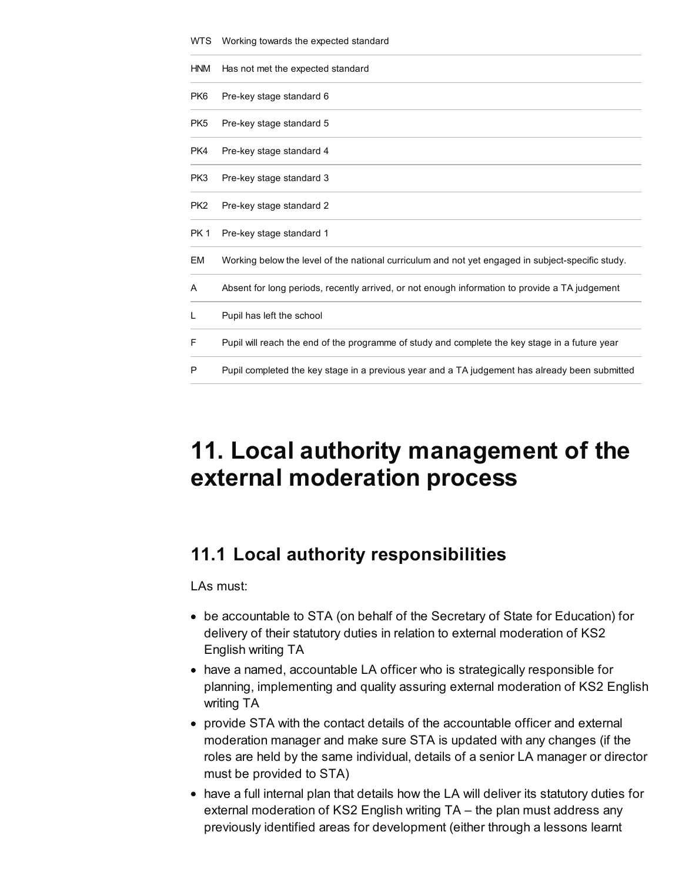| | |
|---|---|
| WTS | Working towards the expected standard |
| HNM | Has not met the expected standard |
| PK6 | Pre-key stage standard 6 |
| PK5 | Pre-key stage standard 5 |
| PK4 | Pre-key stage standard 4 |
| PK3 | Pre-key stage standard 3 |
| PK2 | Pre-key stage standard 2 |
| PK 1 | Pre-key stage standard 1 |
| EM | Working below the level of the national curriculum and not yet engaged in subject-specific study. |
| A | Absent for long periods, recently arrived, or not enough information to provide a TA judgement |
| L | Pupil has left the school |
| F | Pupil will reach the end of the programme of study and complete the key stage in a future year |
| P | Pupil completed the key stage in a previous year and a TA judgement has already been submitted |

# 11. Local authority management of the external moderation process

## 11.1 Local authority responsibilities

LAs must:

- be accountable to STA (on behalf of the Secretary of State for Education) for delivery of their statutory duties in relation to external moderation of KS2 English writing TA
- have a named, accountable LA officer who is strategically responsible for planning, implementing and quality assuring external moderation of KS2 English writing TA
- provide STA with the contact details of the accountable officer and external moderation manager and make sure STA is updated with any changes (if the roles are held by the same individual, details of a senior LA manager or director must be provided to STA)
- have a full internal plan that details how the LA will deliver its statutory duties for external moderation of KS2 English writing TA – the plan must address any previously identified areas for development (either through a lessons learnt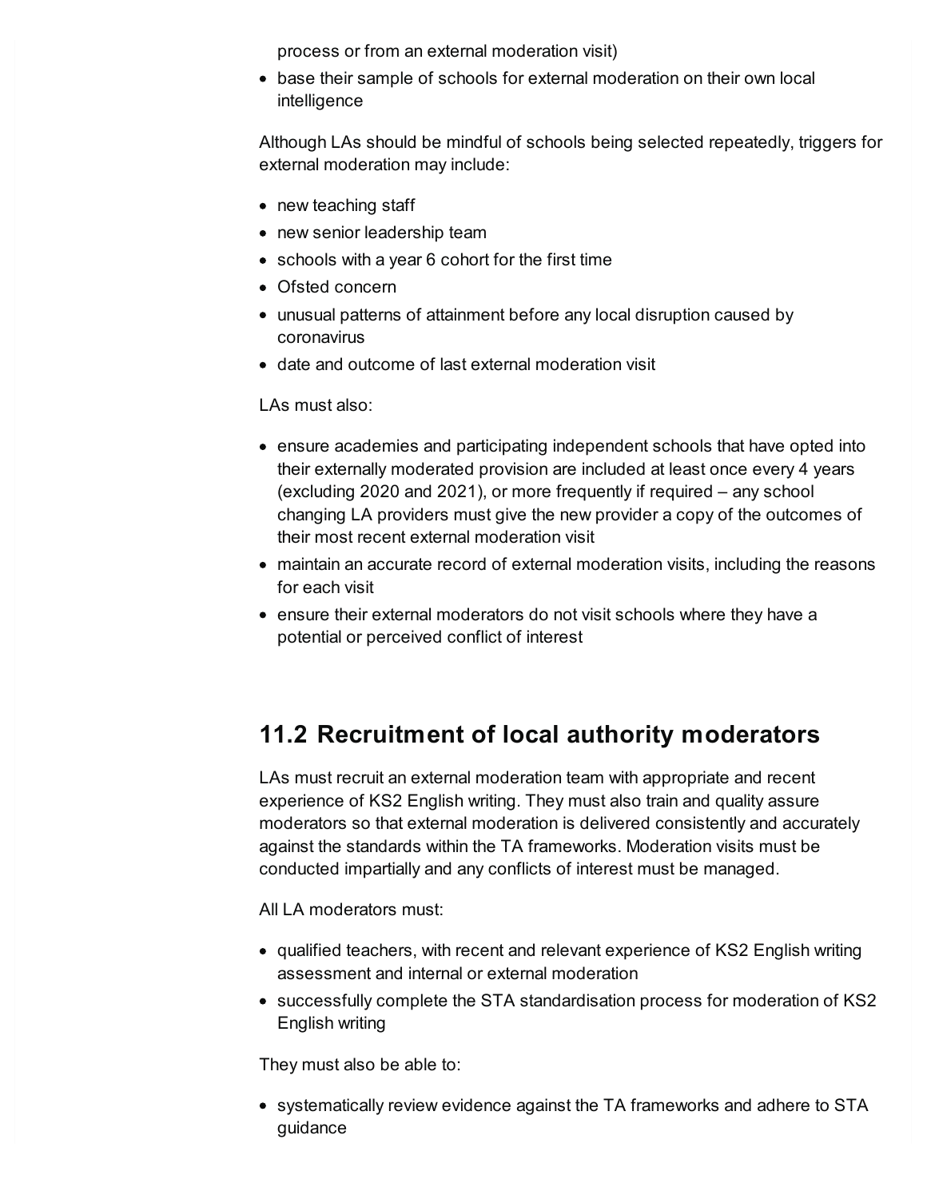process or from an external moderation visit)

- base their sample of schools for external moderation on their own local intelligence

Although LAs should be mindful of schools being selected repeatedly, triggers for external moderation may include:

- new teaching staff
- new senior leadership team
- schools with a year 6 cohort for the first time
- Ofsted concern
- unusual patterns of attainment before any local disruption caused by coronavirus
- date and outcome of last external moderation visit

LAs must also:

- ensure academies and participating independent schools that have opted into their externally moderated provision are included at least once every 4 years (excluding 2020 and 2021), or more frequently if required – any school changing LA providers must give the new provider a copy of the outcomes of their most recent external moderation visit
- maintain an accurate record of external moderation visits, including the reasons for each visit
- ensure their external moderators do not visit schools where they have a potential or perceived conflict of interest

## 11.2 Recruitment of local authority moderators

LAs must recruit an external moderation team with appropriate and recent experience of KS2 English writing. They must also train and quality assure moderators so that external moderation is delivered consistently and accurately against the standards within the TA frameworks. Moderation visits must be conducted impartially and any conflicts of interest must be managed.

All LA moderators must:

- qualified teachers, with recent and relevant experience of KS2 English writing assessment and internal or external moderation
- successfully complete the STA standardisation process for moderation of KS2 English writing

They must also be able to:

- systematically review evidence against the TA frameworks and adhere to STA guidance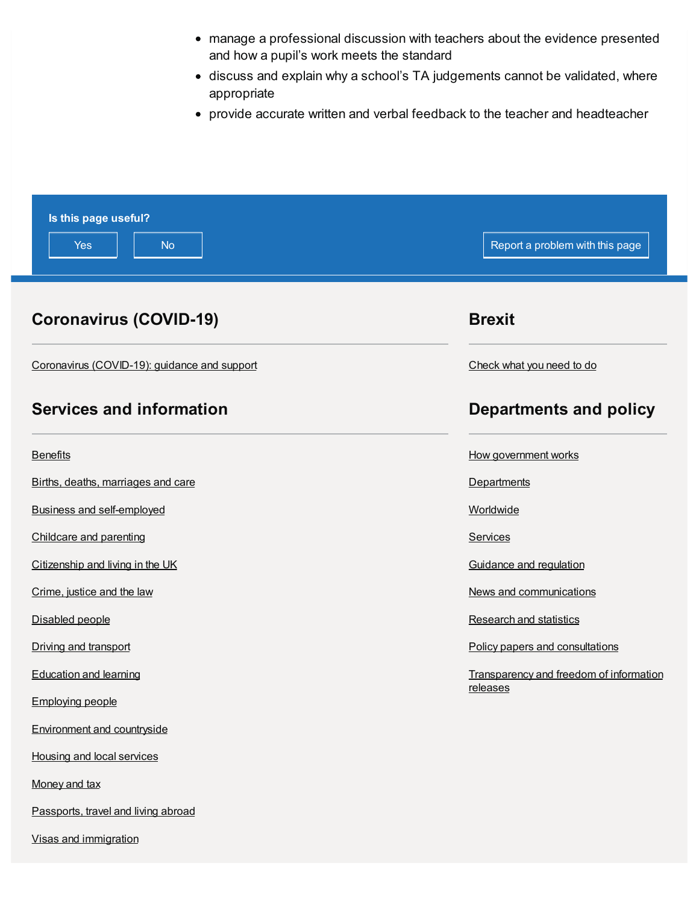- manage a professional discussion with teachers about the evidence presented and how a pupil's work meets the standard
- discuss and explain why a school's TA judgements cannot be validated, where appropriate
- provide accurate written and verbal feedback to the teacher and headteacher

**Is this page useful?**

Yes No Report a problem with this page

## Coronavirus (COVID-19)

Coronavirus (COVID-19): guidance and support

## Brexit

Check what you need to do

## Services and information

Benefits

Births, deaths, marriages and care

Business and self-employed

Childcare and parenting

Citizenship and living in the UK

Crime, justice and the law

Disabled people

Driving and transport

Education and learning

Employing people

Environment and countryside

Housing and local services

Money and tax

Passports, travel and living abroad

Visas and immigration

## Departments and policy

How government works

Departments

Worldwide

Services

Guidance and regulation

News and communications

Research and statistics

Policy papers and consultations

Transparency and freedom of information releases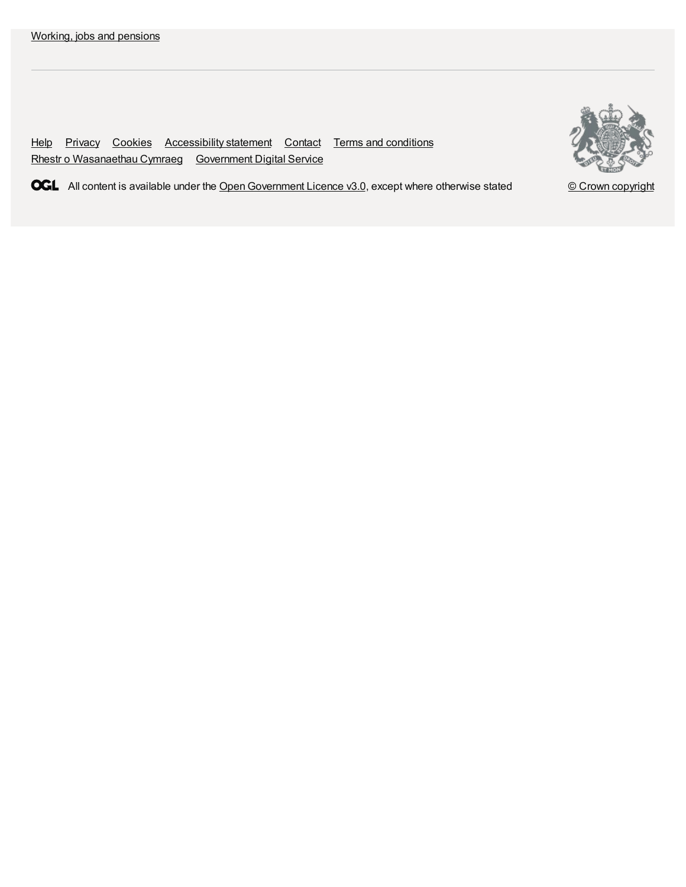Working, jobs and pensions

---

Help Privacy Cookies Accessibility statement Contact Terms and conditions
Rhestr o Wasanaethau Cymraeg Government Digital Service

All content is available under the Open Government Licence v3.0, except where otherwise stated

© Crown copyright